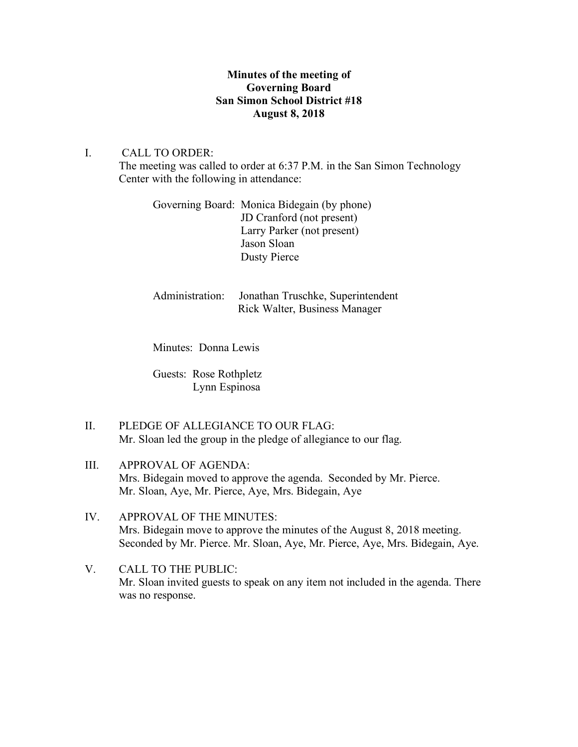**Minutes of the meeting of**
**Governing Board**
**San Simon School District #18**
**August 8, 2018**

I. CALL TO ORDER:

The meeting was called to order at 6:37 P.M. in the San Simon Technology Center with the following in attendance:

Governing Board: Monica Bidegain (by phone)
JD Cranford (not present)
Larry Parker (not present)
Jason Sloan
Dusty Pierce

Administration: Jonathan Truschke, Superintendent
Rick Walter, Business Manager

Minutes: Donna Lewis

Guests: Rose Rothpletz
Lynn Espinosa

II. PLEDGE OF ALLEGIANCE TO OUR FLAG:

Mr. Sloan led the group in the pledge of allegiance to our flag.

III. APPROVAL OF AGENDA:

Mrs. Bidegain moved to approve the agenda. Seconded by Mr. Pierce.
Mr. Sloan, Aye, Mr. Pierce, Aye, Mrs. Bidegain, Aye

IV. APPROVAL OF THE MINUTES:

Mrs. Bidegain move to approve the minutes of the August 8, 2018 meeting. Seconded by Mr. Pierce. Mr. Sloan, Aye, Mr. Pierce, Aye, Mrs. Bidegain, Aye.

V. CALL TO THE PUBLIC:

Mr. Sloan invited guests to speak on any item not included in the agenda. There was no response.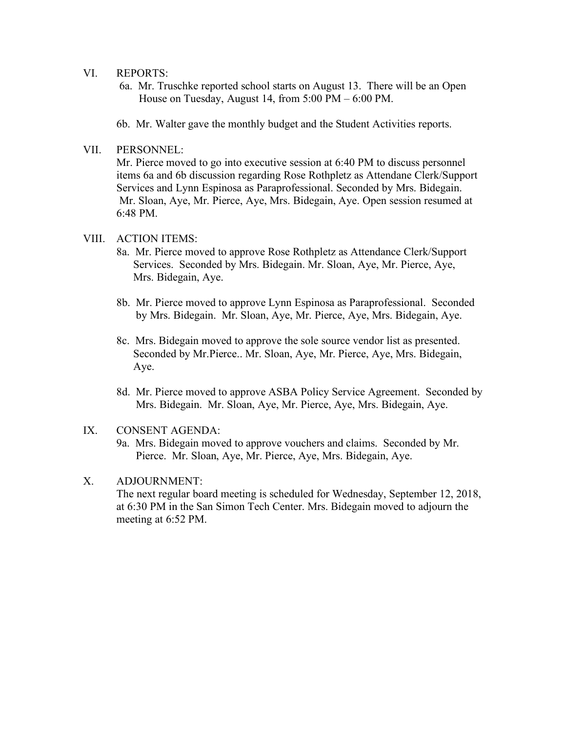VI. REPORTS:

6a. Mr. Truschke reported school starts on August 13. There will be an Open House on Tuesday, August 14, from 5:00 PM – 6:00 PM.

6b. Mr. Walter gave the monthly budget and the Student Activities reports.

VII. PERSONNEL:

Mr. Pierce moved to go into executive session at 6:40 PM to discuss personnel items 6a and 6b discussion regarding Rose Rothpletz as Attendane Clerk/Support Services and Lynn Espinosa as Paraprofessional. Seconded by Mrs. Bidegain. Mr. Sloan, Aye, Mr. Pierce, Aye, Mrs. Bidegain, Aye. Open session resumed at 6:48 PM.

VIII. ACTION ITEMS:

8a. Mr. Pierce moved to approve Rose Rothpletz as Attendance Clerk/Support Services. Seconded by Mrs. Bidegain. Mr. Sloan, Aye, Mr. Pierce, Aye, Mrs. Bidegain, Aye.

8b. Mr. Pierce moved to approve Lynn Espinosa as Paraprofessional. Seconded by Mrs. Bidegain. Mr. Sloan, Aye, Mr. Pierce, Aye, Mrs. Bidegain, Aye.

8c. Mrs. Bidegain moved to approve the sole source vendor list as presented. Seconded by Mr.Pierce.. Mr. Sloan, Aye, Mr. Pierce, Aye, Mrs. Bidegain, Aye.

8d. Mr. Pierce moved to approve ASBA Policy Service Agreement. Seconded by Mrs. Bidegain. Mr. Sloan, Aye, Mr. Pierce, Aye, Mrs. Bidegain, Aye.

IX. CONSENT AGENDA:

9a. Mrs. Bidegain moved to approve vouchers and claims. Seconded by Mr. Pierce. Mr. Sloan, Aye, Mr. Pierce, Aye, Mrs. Bidegain, Aye.

X. ADJOURNMENT:

The next regular board meeting is scheduled for Wednesday, September 12, 2018, at 6:30 PM in the San Simon Tech Center. Mrs. Bidegain moved to adjourn the meeting at 6:52 PM.